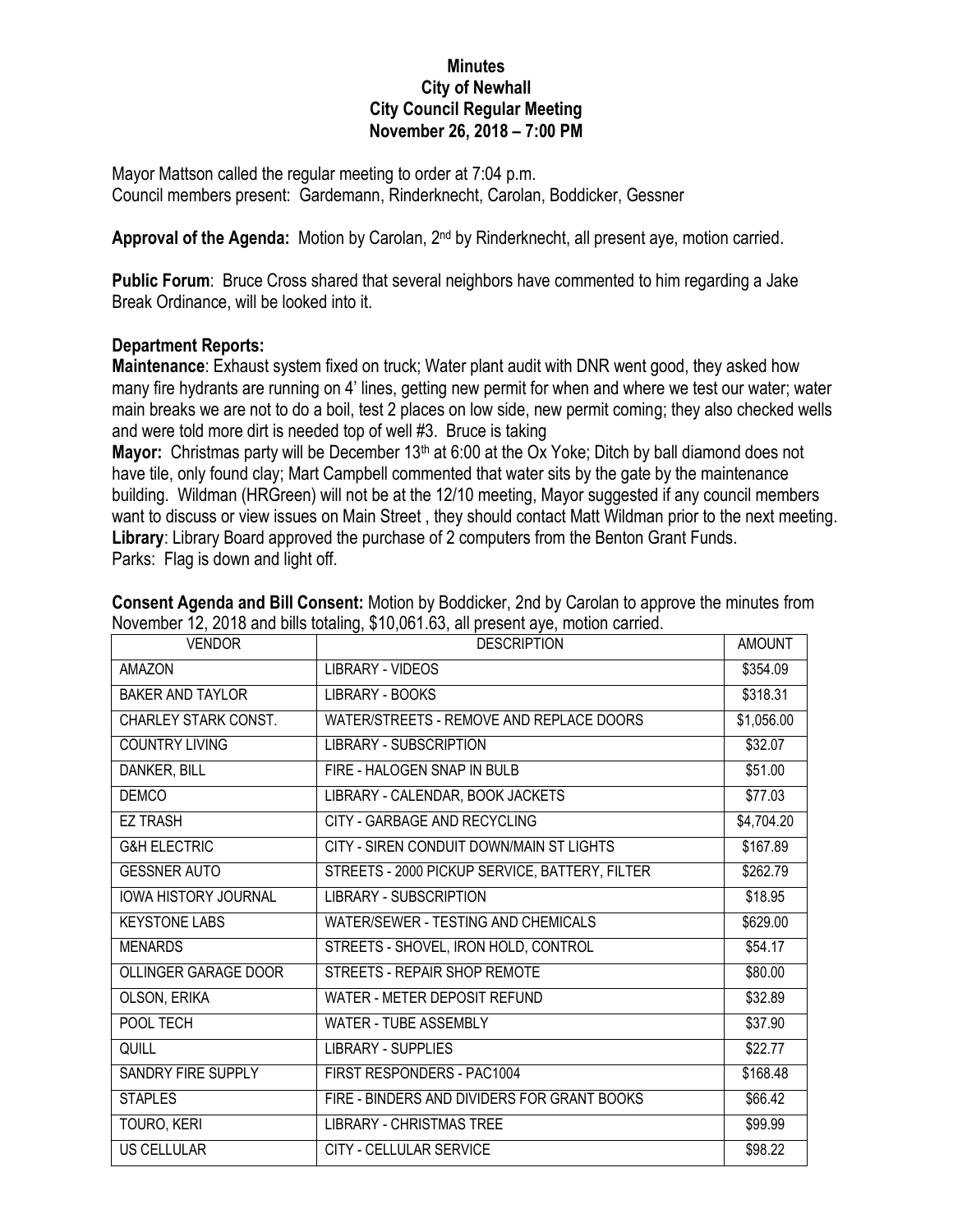# Minutes
## City of Newhall
## City Council Regular Meeting
## November 26, 2018 – 7:00 PM

Mayor Mattson called the regular meeting to order at 7:04 p.m.
Council members present: Gardemann, Rinderknecht, Carolan, Boddicker, Gessner

**Approval of the Agenda:** Motion by Carolan, 2nd by Rinderknecht, all present aye, motion carried.

**Public Forum**: Bruce Cross shared that several neighbors have commented to him regarding a Jake Break Ordinance, will be looked into it.

**Department Reports:**

**Maintenance**: Exhaust system fixed on truck; Water plant audit with DNR went good, they asked how many fire hydrants are running on 4' lines, getting new permit for when and where we test our water; water main breaks we are not to do a boil, test 2 places on low side, new permit coming; they also checked wells and were told more dirt is needed top of well #3. Bruce is taking

**Mayor:** Christmas party will be December 13th at 6:00 at the Ox Yoke; Ditch by ball diamond does not have tile, only found clay; Mart Campbell commented that water sits by the gate by the maintenance building. Wildman (HRGreen) will not be at the 12/10 meeting, Mayor suggested if any council members want to discuss or view issues on Main Street , they should contact Matt Wildman prior to the next meeting.

**Library**: Library Board approved the purchase of 2 computers from the Benton Grant Funds.

Parks: Flag is down and light off.

**Consent Agenda and Bill Consent:** Motion by Boddicker, 2nd by Carolan to approve the minutes from November 12, 2018 and bills totaling, $10,061.63, all present aye, motion carried.

| VENDOR | DESCRIPTION | AMOUNT |
|---|---|---|
| AMAZON | LIBRARY - VIDEOS | $354.09 |
| BAKER AND TAYLOR | LIBRARY - BOOKS | $318.31 |
| CHARLEY STARK CONST. | WATER/STREETS - REMOVE AND REPLACE DOORS | $1,056.00 |
| COUNTRY LIVING | LIBRARY - SUBSCRIPTION | $32.07 |
| DANKER, BILL | FIRE - HALOGEN SNAP IN BULB | $51.00 |
| DEMCO | LIBRARY - CALENDAR, BOOK JACKETS | $77.03 |
| EZ TRASH | CITY - GARBAGE AND RECYCLING | $4,704.20 |
| G&H ELECTRIC | CITY - SIREN CONDUIT DOWN/MAIN ST LIGHTS | $167.89 |
| GESSNER AUTO | STREETS - 2000 PICKUP SERVICE, BATTERY, FILTER | $262.79 |
| IOWA HISTORY JOURNAL | LIBRARY - SUBSCRIPTION | $18.95 |
| KEYSTONE LABS | WATER/SEWER - TESTING AND CHEMICALS | $629.00 |
| MENARDS | STREETS - SHOVEL, IRON HOLD, CONTROL | $54.17 |
| OLLINGER GARAGE DOOR | STREETS - REPAIR SHOP REMOTE | $80.00 |
| OLSON, ERIKA | WATER - METER DEPOSIT REFUND | $32.89 |
| POOL TECH | WATER - TUBE ASSEMBLY | $37.90 |
| QUILL | LIBRARY - SUPPLIES | $22.77 |
| SANDRY FIRE SUPPLY | FIRST RESPONDERS - PAC1004 | $168.48 |
| STAPLES | FIRE - BINDERS AND DIVIDERS FOR GRANT BOOKS | $66.42 |
| TOURO, KERI | LIBRARY - CHRISTMAS TREE | $99.99 |
| US CELLULAR | CITY - CELLULAR SERVICE | $98.22 |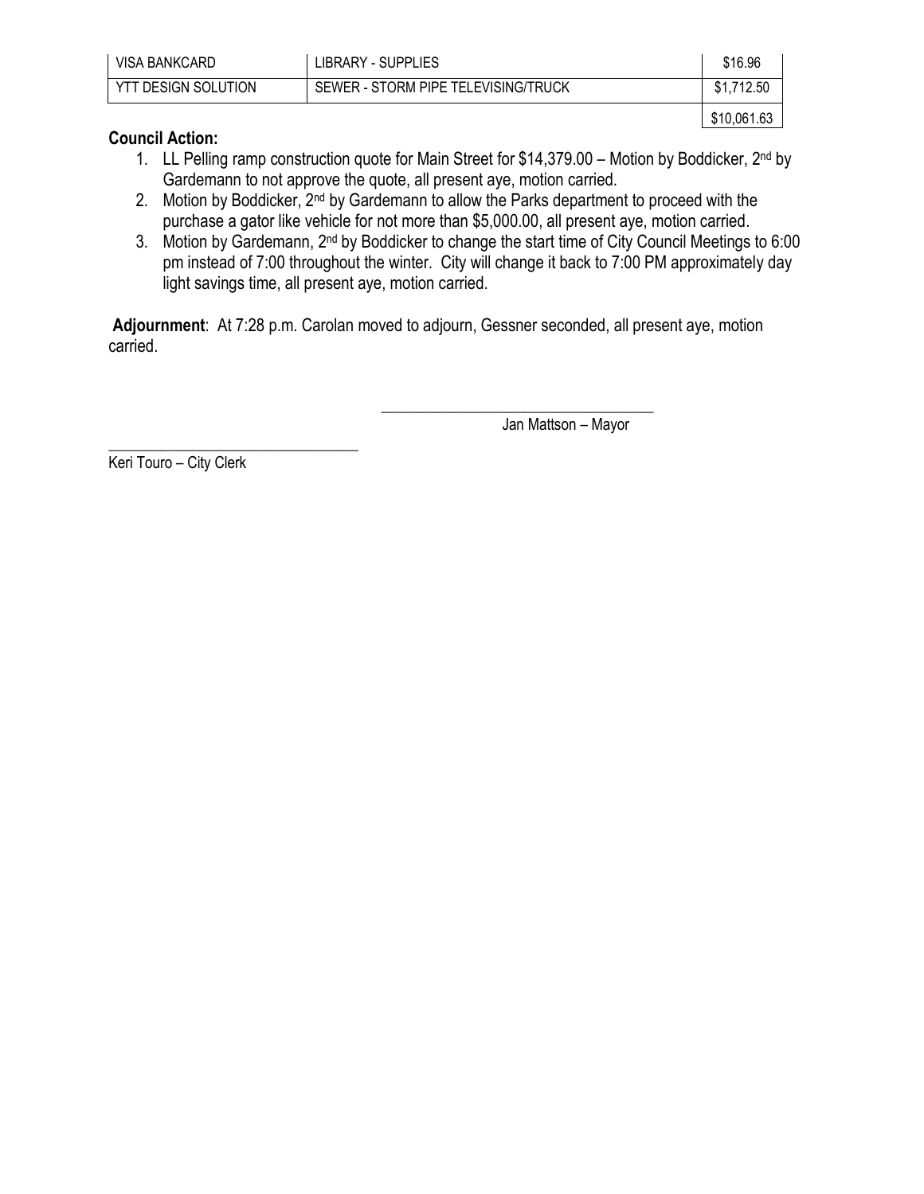| | | |
|---|---|---|
| VISA BANKCARD | LIBRARY - SUPPLIES | $16.96 |
| YTT DESIGN SOLUTION | SEWER - STORM PIPE TELEVISING/TRUCK | $1,712.50 |
| | | $10,061.63 |

**Council Action:**

1. LL Pelling ramp construction quote for Main Street for $14,379.00 – Motion by Boddicker, 2nd by Gardemann to not approve the quote, all present aye, motion carried.
2. Motion by Boddicker, 2nd by Gardemann to allow the Parks department to proceed with the purchase a gator like vehicle for not more than $5,000.00, all present aye, motion carried.
3. Motion by Gardemann, 2nd by Boddicker to change the start time of City Council Meetings to 6:00 pm instead of 7:00 throughout the winter. City will change it back to 7:00 PM approximately day light savings time, all present aye, motion carried.

**Adjournment**: At 7:28 p.m. Carolan moved to adjourn, Gessner seconded, all present aye, motion carried.

\_\_\_\_\_\_\_\_\_\_\_\_\_\_\_\_\_\_\_\_\_\_\_\_\_\_\_\_\_\_\_\_\_\_\_\_

Jan Mattson – Mayor

\_\_\_\_\_\_\_\_\_\_\_\_\_\_\_\_\_\_\_\_\_\_\_\_\_\_\_\_\_\_\_\_\_\_\_\_

Keri Touro – City Clerk